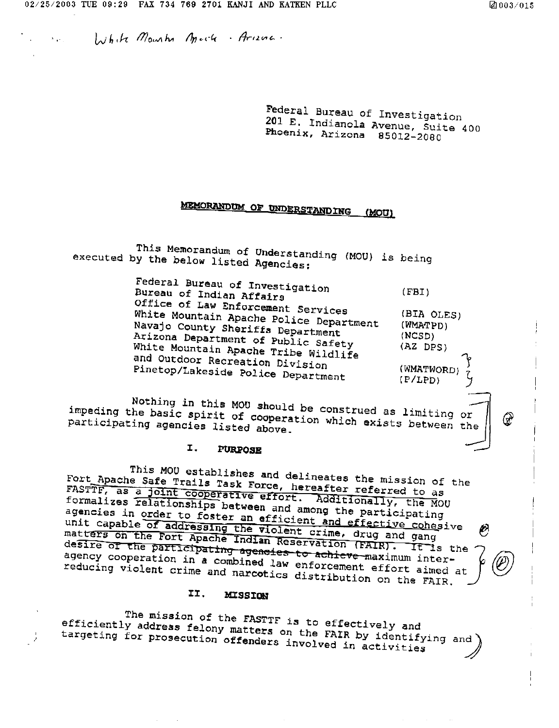White Mountain Apache · Arizona ·

Federal Bureau of Investigation
201 E. Indianola Avenue, Suite 400
Phoenix, Arizona 85012-2080

# MEMORANDUM OF UNDERSTANDING (MOU)

This Memorandum of Understanding (MOU) is being executed by the below listed Agencies:

| Agency | Abbreviation |
| --- | --- |
| Federal Bureau of Investigation | (FBI) |
| Bureau of Indian Affairs Office of Law Enforcement Services | (BIA OLES) |
| White Mountain Apache Police Department | (WMATPD) |
| Navajo County Sheriffs Department | (NCSD) |
| Arizona Department of Public Safety | (AZ DPS) |
| White Mountain Apache Tribe Wildlife and Outdoor Recreation Division | (WMATWORD) |
| Pinetop/Lakeside Police Department | (P/LPD) |

Nothing in this MOU should be construed as limiting or impeding the basic spirit of cooperation which exists between the participating agencies listed above.

## I. PURPOSE

This MOU establishes and delineates the mission of the Fort Apache Safe Trails Task Force, hereafter referred to as FASTTF, as a joint cooperative effort. Additionally, the MOU formalizes relationships between and among the participating agencies in order to foster an efficient and effective cohesive unit capable of addressing the violent crime, drug and gang matters on the Fort Apache Indian Reservation (FAIR). It is the desire of the participating agencies to achieve maximum inter-agency cooperation in a combined law enforcement effort aimed at reducing violent crime and narcotics distribution on the FAIR.

## II. MISSION

The mission of the FASTTF is to effectively and efficiently address felony matters on the FAIR by identifying and targeting for prosecution offenders involved in activities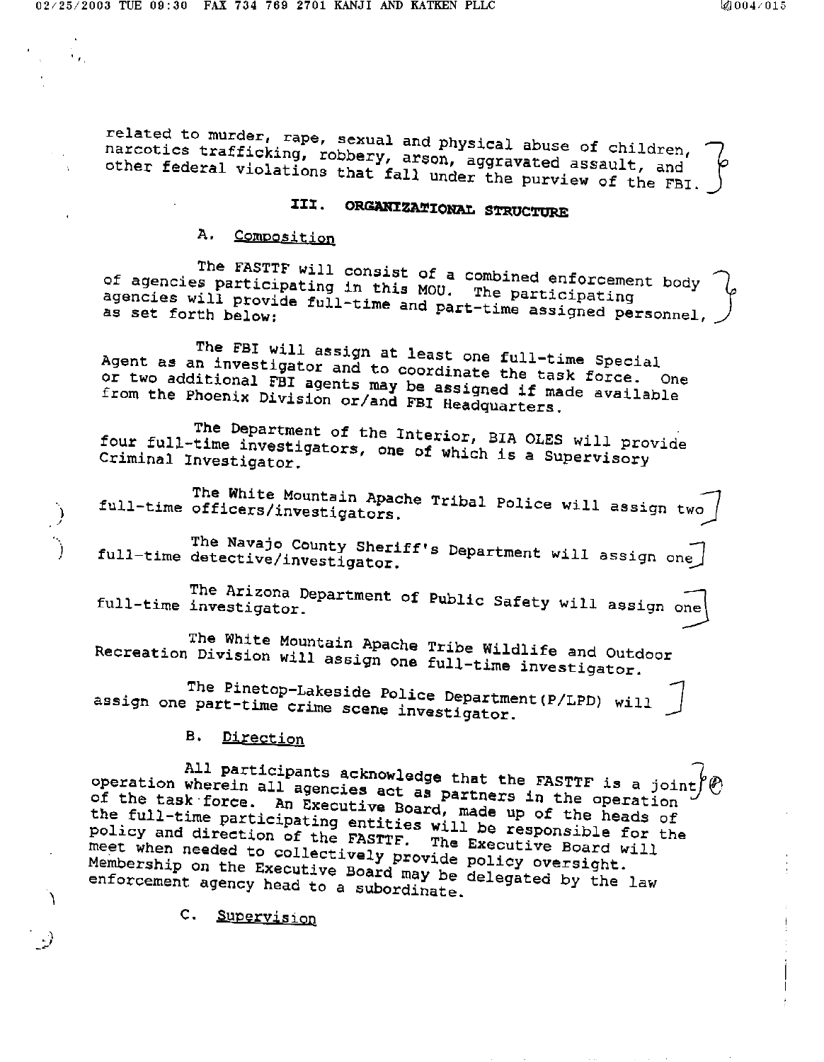related to murder, rape, sexual and physical abuse of children, narcotics trafficking, robbery, arson, aggravated assault, and other federal violations that fall under the purview of the FBI.

## III. ORGANIZATIONAL STRUCTURE

### A. Composition

The FASTTF will consist of a combined enforcement body of agencies participating in this MOU. The participating agencies will provide full-time and part-time assigned personnel, as set forth below:

The FBI will assign at least one full-time Special Agent as an investigator and to coordinate the task force. One or two additional FBI agents may be assigned if made available from the Phoenix Division or/and FBI Headquarters.

The Department of the Interior, BIA OLES will provide four full-time investigators, one of which is a Supervisory Criminal Investigator.

The White Mountain Apache Tribal Police will assign two full-time officers/investigators.

The Navajo County Sheriff's Department will assign one full-time detective/investigator.

The Arizona Department of Public Safety will assign one full-time investigator.

The White Mountain Apache Tribe Wildlife and Outdoor Recreation Division will assign one full-time investigator.

The Pinetop-Lakeside Police Department(P/LPD) will assign one part-time crime scene investigator.

### B. Direction

All participants acknowledge that the FASTTF is a joint operation wherein all agencies act as partners in the operation of the task force. An Executive Board, made up of the heads of the full-time participating entities will be responsible for the policy and direction of the FASTTF. The Executive Board will meet when needed to collectively provide policy oversight. Membership on the Executive Board may be delegated by the law enforcement agency head to a subordinate.

### C. Supervision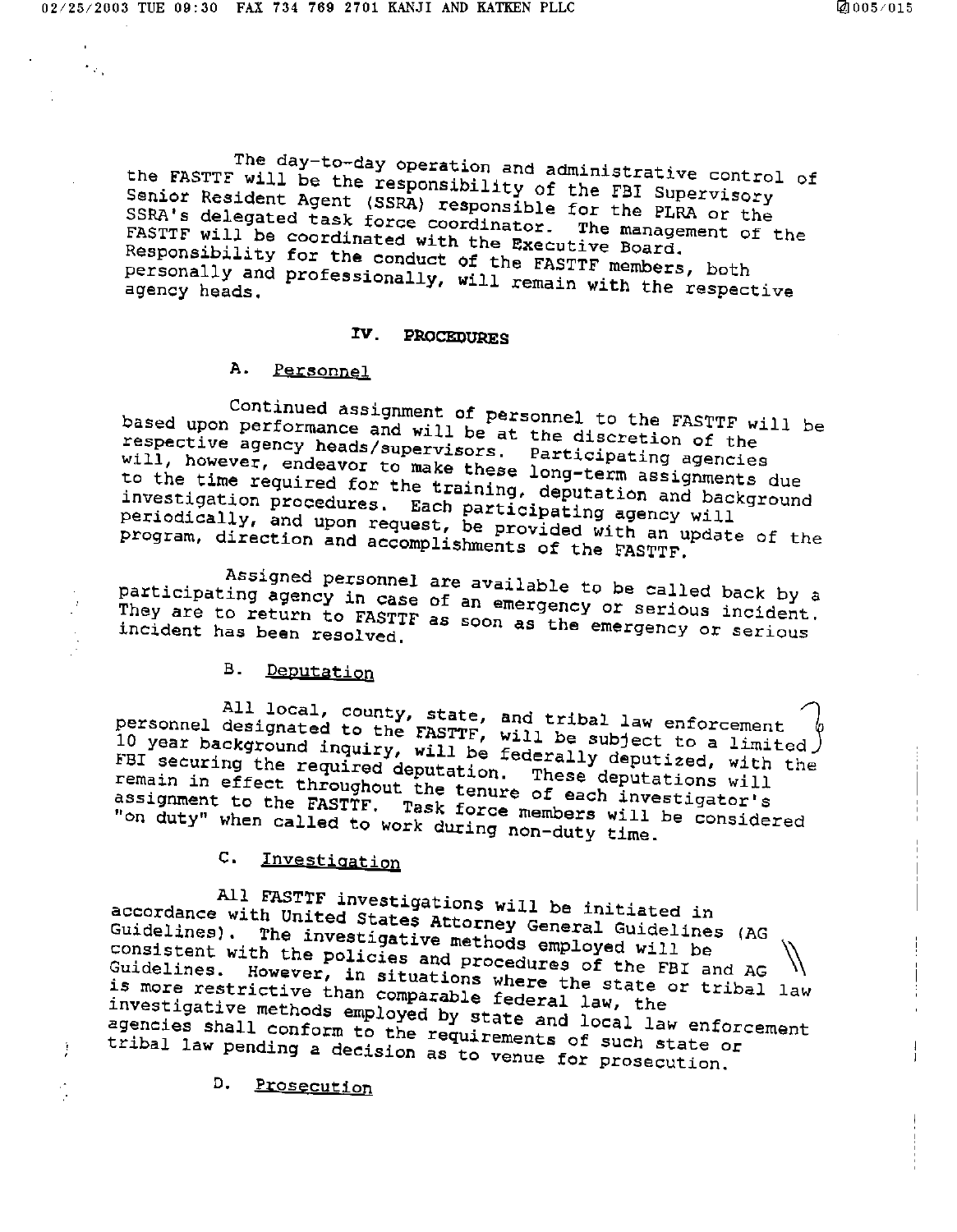The day-to-day operation and administrative control of the FASTTF will be the responsibility of the FBI Supervisory Senior Resident Agent (SSRA) responsible for the PLRA or the SSRA's delegated task force coordinator. The management of the FASTTF will be coordinated with the Executive Board. Responsibility for the conduct of the FASTTF members, both personally and professionally, will remain with the respective agency heads.

## IV. PROCEDURES

### A. Personnel

Continued assignment of personnel to the FASTTF will be based upon performance and will be at the discretion of the respective agency heads/supervisors. Participating agencies will, however, endeavor to make these long-term assignments due to the time required for the training, deputation and background investigation procedures. Each participating agency will periodically, and upon request, be provided with an update of the program, direction and accomplishments of the FASTTF.

Assigned personnel are available to be called back by a participating agency in case of an emergency or serious incident. They are to return to FASTTF as soon as the emergency or serious incident has been resolved.

### B. Deputation

All local, county, state, and tribal law enforcement personnel designated to the FASTTF, will be subject to a limited 10 year background inquiry, will be federally deputized, with the FBI securing the required deputation. These deputations will remain in effect throughout the tenure of each investigator's assignment to the FASTTF. Task force members will be considered "on duty" when called to work during non-duty time.

### C. Investigation

All FASTTF investigations will be initiated in accordance with United States Attorney General Guidelines (AG Guidelines). The investigative methods employed will be consistent with the policies and procedures of the FBI and AG Guidelines. However, in situations where the state or tribal law is more restrictive than comparable federal law, the investigative methods employed by state and local law enforcement agencies shall conform to the requirements of such state or tribal law pending a decision as to venue for prosecution.

### D. Prosecution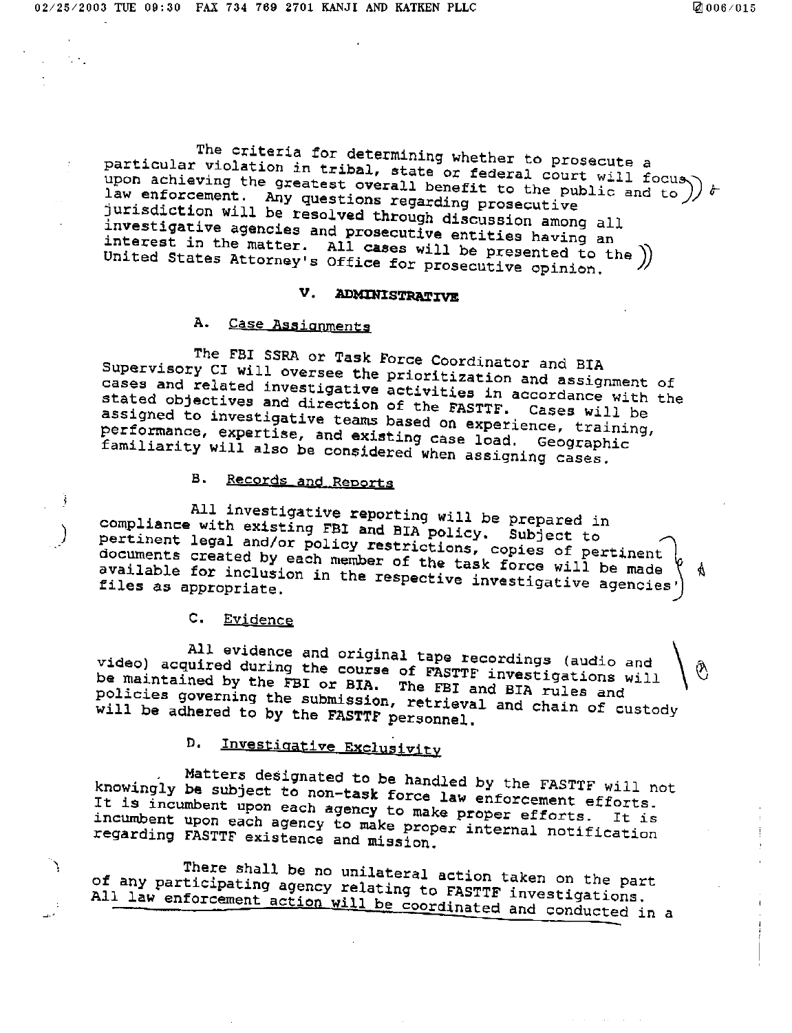The criteria for determining whether to prosecute a particular violation in tribal, state or federal court will focus upon achieving the greatest overall benefit to the public and to law enforcement. Any questions regarding prosecutive jurisdiction will be resolved through discussion among all investigative agencies and prosecutive entities having an interest in the matter. All cases will be presented to the United States Attorney's Office for prosecutive opinion.

## V. ADMINISTRATIVE

### A. Case Assignments

The FBI SSRA or Task Force Coordinator and BIA Supervisory CI will oversee the prioritization and assignment of cases and related investigative activities in accordance with the stated objectives and direction of the FASTTF. Cases will be assigned to investigative teams based on experience, training, performance, expertise, and existing case load. Geographic familiarity will also be considered when assigning cases.

### B. Records and Reports

All investigative reporting will be prepared in compliance with existing FBI and BIA policy. Subject to pertinent legal and/or policy restrictions, copies of pertinent documents created by each member of the task force will be made available for inclusion in the respective investigative agencies' files as appropriate.

### C. Evidence

All evidence and original tape recordings (audio and video) acquired during the course of FASTTF investigations will be maintained by the FBI or BIA. The FBI and BIA rules and policies governing the submission, retrieval and chain of custody will be adhered to by the FASTTF personnel.

### D. Investigative Exclusivity

Matters designated to be handled by the FASTTF will not knowingly be subject to non-task force law enforcement efforts. It is incumbent upon each agency to make proper efforts. It is incumbent upon each agency to make proper internal notification regarding FASTTF existence and mission.

There shall be no unilateral action taken on the part of any participating agency relating to FASTTF investigations. All law enforcement action will be coordinated and conducted in a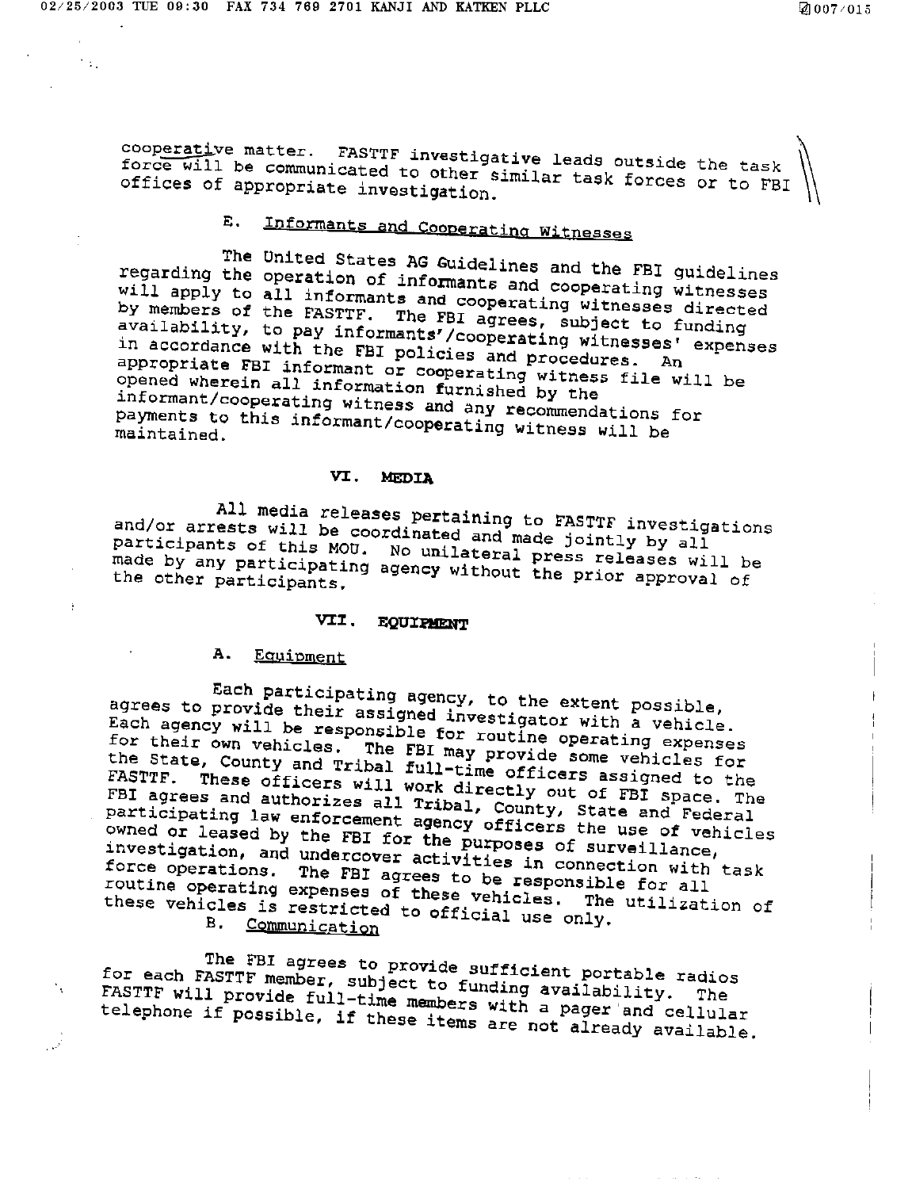cooperative matter. FASTTF investigative leads outside the task force will be communicated to other similar task forces or to FBI offices of appropriate investigation.

### E. Informants and Cooperating Witnesses

The United States AG Guidelines and the FBI guidelines regarding the operation of informants and cooperating witnesses will apply to all informants and cooperating witnesses directed by members of the FASTTF. The FBI agrees, subject to funding availability, to pay informants'/cooperating witnesses' expenses in accordance with the FBI policies and procedures. An appropriate FBI informant or cooperating witness file will be opened wherein all information furnished by the informant/cooperating witness and any recommendations for payments to this informant/cooperating witness will be maintained.

## VI. MEDIA

All media releases pertaining to FASTTF investigations and/or arrests will be coordinated and made jointly by all participants of this MOU. No unilateral press releases will be made by any participating agency without the prior approval of the other participants.

## VII. EQUIPMENT

### A. Equipment

Each participating agency, to the extent possible, agrees to provide their assigned investigator with a vehicle. Each agency will be responsible for routine operating expenses for their own vehicles. The FBI may provide some vehicles for the State, County and Tribal full-time officers assigned to the FASTTF. These officers will work directly out of FBI space. The FBI agrees and authorizes all Tribal, County, State and Federal participating law enforcement agency officers the use of vehicles owned or leased by the FBI for the purposes of surveillance, investigation, and undercover activities in connection with task force operations. The FBI agrees to be responsible for all routine operating expenses of these vehicles. The utilization of these vehicles is restricted to official use only.

### B. Communication

The FBI agrees to provide sufficient portable radios for each FASTTF member, subject to funding availability. The FASTTF will provide full-time members with a pager and cellular telephone if possible, if these items are not already available.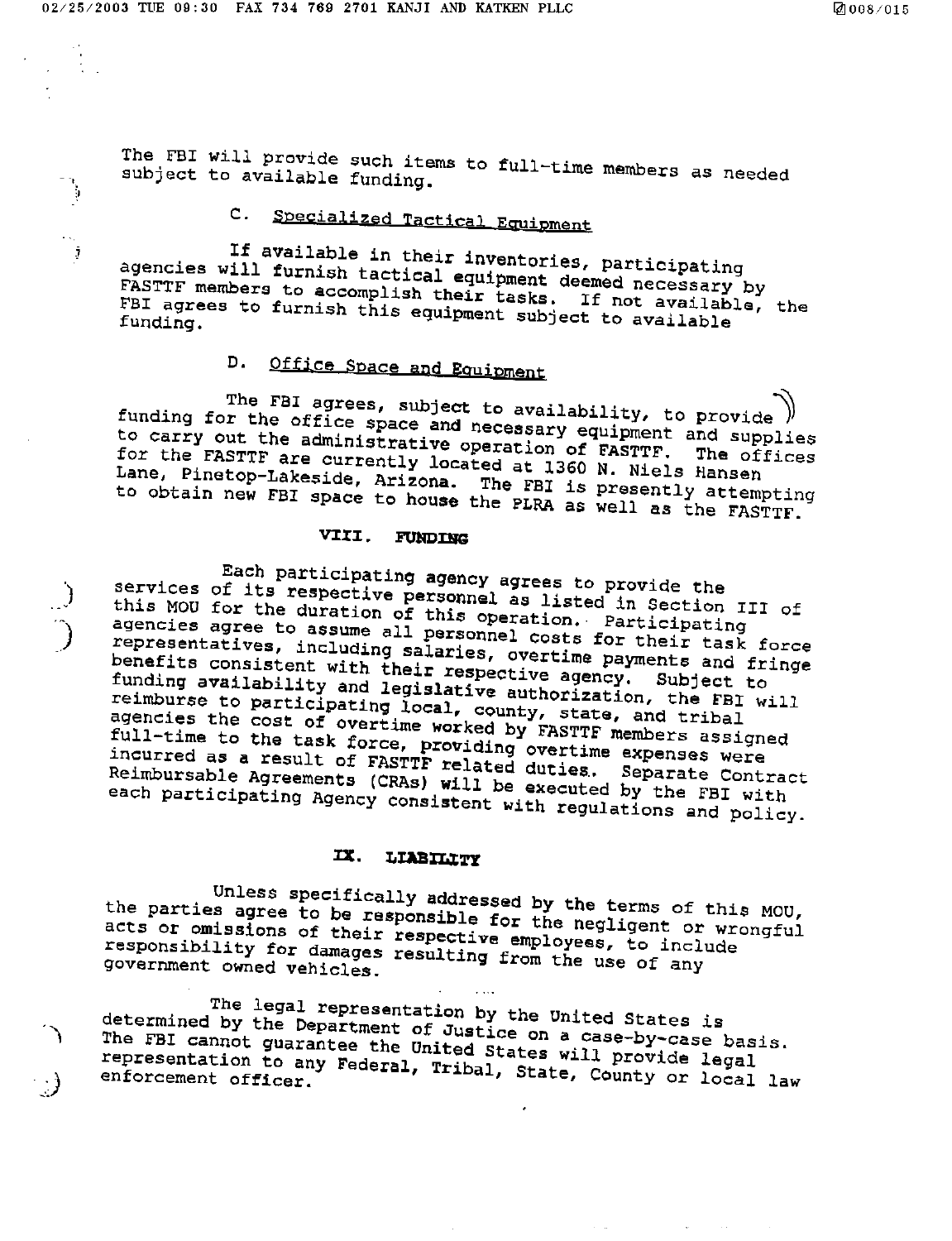The FBI will provide such items to full-time members as needed subject to available funding.

### C. Specialized Tactical Equipment

If available in their inventories, participating agencies will furnish tactical equipment deemed necessary by FASTTF members to accomplish their tasks. If not available, the FBI agrees to furnish this equipment subject to available funding.

### D. Office Space and Equipment

The FBI agrees, subject to availability, to provide funding for the office space and necessary equipment and supplies to carry out the administrative operation of FASTTF. The offices for the FASTTF are currently located at 1360 N. Niels Hansen Lane, Pinetop-Lakeside, Arizona. The FBI is presently attempting to obtain new FBI space to house the PLRA as well as the FASTTF.

## VIII. FUNDING

Each participating agency agrees to provide the services of its respective personnel as listed in Section III of this MOU for the duration of this operation. Participating agencies agree to assume all personnel costs for their task force representatives, including salaries, overtime payments and fringe benefits consistent with their respective agency. Subject to funding availability and legislative authorization, the FBI will reimburse to participating local, county, state, and tribal agencies the cost of overtime worked by FASTTF members assigned full-time to the task force, providing overtime expenses were incurred as a result of FASTTF related duties. Separate Contract Reimbursable Agreements (CRAs) will be executed by the FBI with each participating Agency consistent with regulations and policy.

## IX. LIABILITY

Unless specifically addressed by the terms of this MOU, the parties agree to be responsible for the negligent or wrongful acts or omissions of their respective employees, to include responsibility for damages resulting from the use of any government owned vehicles.

The legal representation by the United States is determined by the Department of Justice on a case-by-case basis. The FBI cannot guarantee the United States will provide legal representation to any Federal, Tribal, State, County or local law enforcement officer.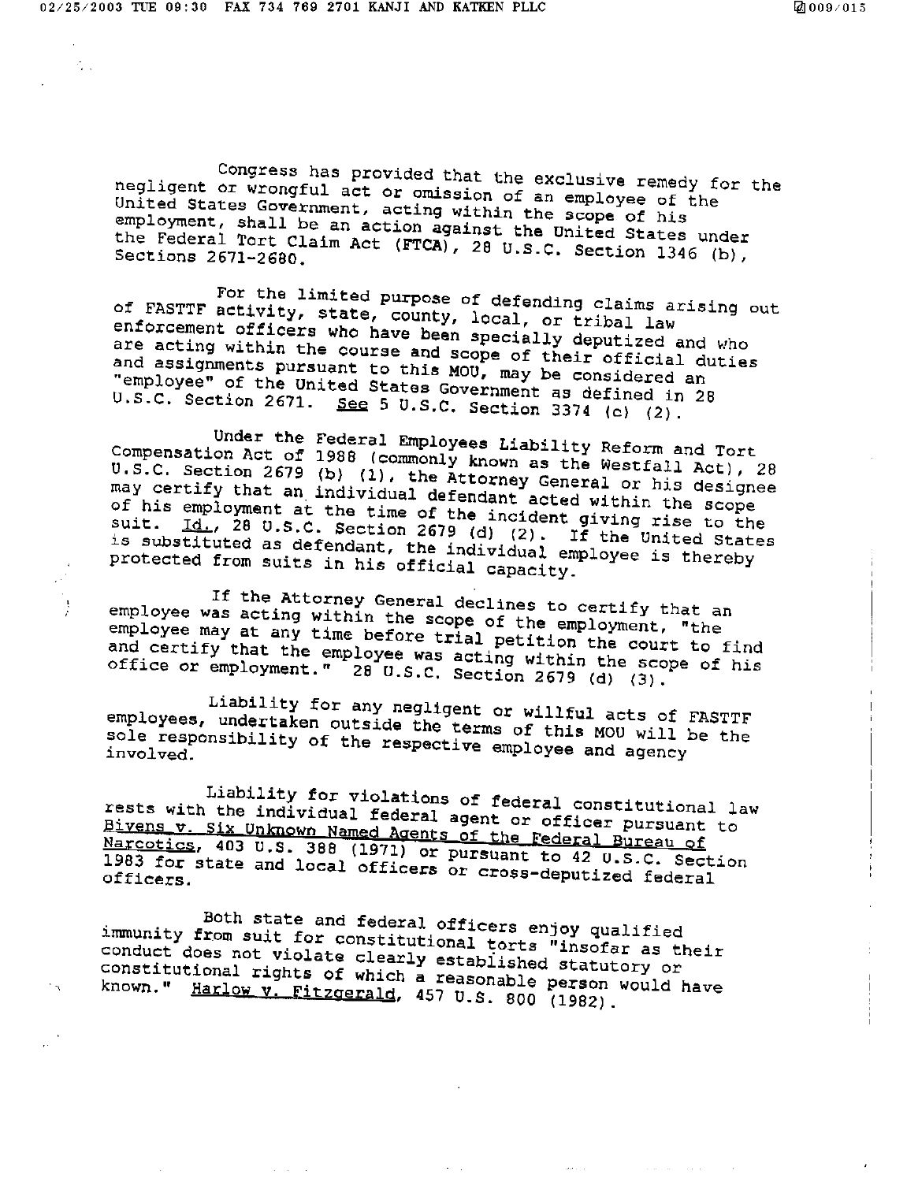Congress has provided that the exclusive remedy for the negligent or wrongful act or omission of an employee of the United States Government, acting within the scope of his employment, shall be an action against the United States under the Federal Tort Claim Act (FTCA), 28 U.S.C. Section 1346 (b), Sections 2671-2680.

For the limited purpose of defending claims arising out of FASTTF activity, state, county, local, or tribal law enforcement officers who have been specially deputized and who are acting within the course and scope of their official duties and assignments pursuant to this MOU, may be considered an "employee" of the United States Government as defined in 28 U.S.C. Section 2671. See 5 U.S.C. Section 3374 (c) (2).

Under the Federal Employees Liability Reform and Tort Compensation Act of 1988 (commonly known as the Westfall Act), 28 U.S.C. Section 2679 (b) (1), the Attorney General or his designee may certify that an individual defendant acted within the scope of his employment at the time of the incident giving rise to the suit. Id., 28 U.S.C. Section 2679 (d) (2). If the United States is substituted as defendant, the individual employee is thereby protected from suits in his official capacity.

If the Attorney General declines to certify that an employee was acting within the scope of the employment, "the employee may at any time before trial petition the court to find and certify that the employee was acting within the scope of his office or employment." 28 U.S.C. Section 2679 (d) (3).

Liability for any negligent or willful acts of FASTTF employees, undertaken outside the terms of this MOU will be the sole responsibility of the respective employee and agency involved.

Liability for violations of federal constitutional law rests with the individual federal agent or officer pursuant to Bivens v. Six Unknown Named Agents of the Federal Bureau of Narcotics, 403 U.S. 388 (1971) or pursuant to 42 U.S.C. Section 1983 for state and local officers or cross-deputized federal officers.

Both state and federal officers enjoy qualified immunity from suit for constitutional torts "insofar as their conduct does not violate clearly established statutory or constitutional rights of which a reasonable person would have known." Harlow v. Fitzgerald, 457 U.S. 800 (1982).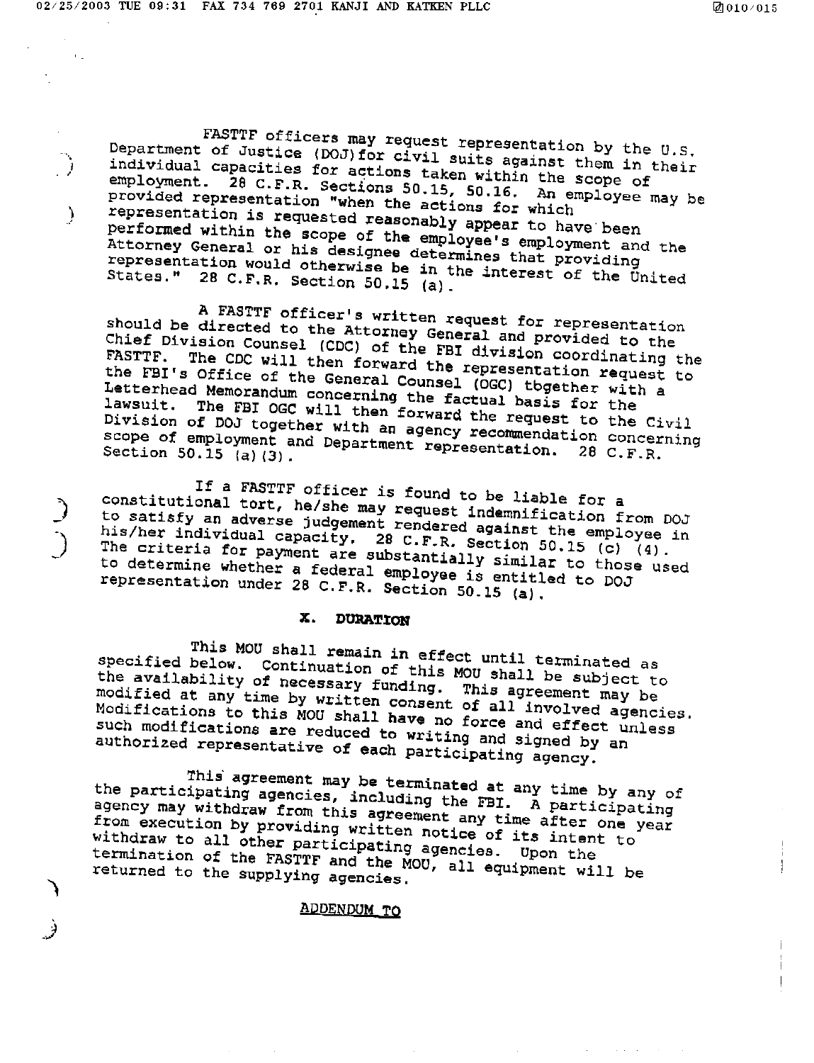FASTTF officers may request representation by the U.S. Department of Justice (DOJ)for civil suits against them in their individual capacities for actions taken within the scope of employment. 28 C.F.R. Sections 50.15, 50.16. An employee may be provided representation "when the actions for which representation is requested reasonably appear to have been performed within the scope of the employee's employment and the Attorney General or his designee determines that providing representation would otherwise be in the interest of the United States." 28 C.F.R. Section 50.15 (a).

A FASTTF officer's written request for representation should be directed to the Attorney General and provided to the Chief Division Counsel (CDC) of the FBI division coordinating the FASTTF. The CDC will then forward the representation request to the FBI's Office of the General Counsel (OGC) together with a Letterhead Memorandum concerning the factual basis for the lawsuit. The FBI OGC will then forward the request to the Civil Division of DOJ together with an agency recommendation concerning scope of employment and Department representation. 28 C.F.R. Section 50.15 (a)(3).

If a FASTTF officer is found to be liable for a constitutional tort, he/she may request indemnification from DOJ to satisfy an adverse judgement rendered against the employee in his/her individual capacity. 28 C.F.R. Section 50.15 (c) (4). The criteria for payment are substantially similar to those used to determine whether a federal employee is entitled to DOJ representation under 28 C.F.R. Section 50.15 (a).

## X. DURATION

This MOU shall remain in effect until terminated as specified below. Continuation of this MOU shall be subject to the availability of necessary funding. This agreement may be modified at any time by written consent of all involved agencies. Modifications to this MOU shall have no force and effect unless such modifications are reduced to writing and signed by an authorized representative of each participating agency.

This agreement may be terminated at any time by any of the participating agencies, including the FBI. A participating agency may withdraw from this agreement any time after one year from execution by providing written notice of its intent to withdraw to all other participating agencies. Upon the termination of the FASTTF and the MOU, all equipment will be returned to the supplying agencies.

ADDENDUM TO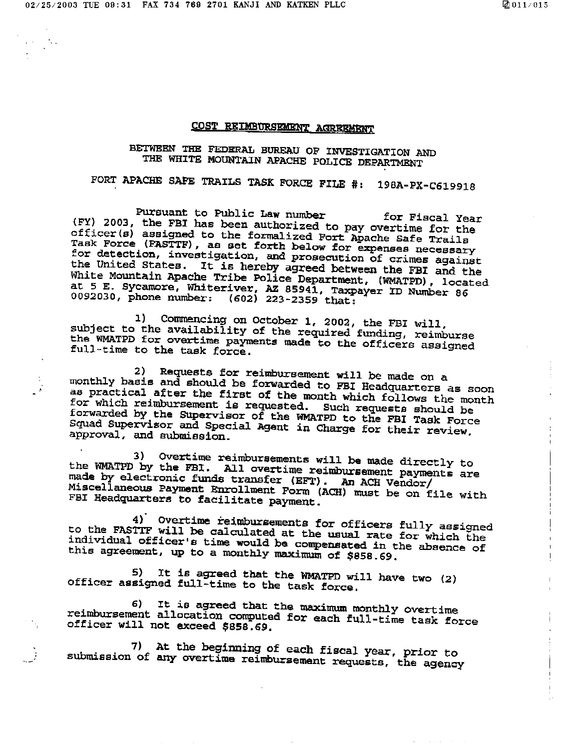## COST REIMBURSEMENT AGREEMENT

BETWEEN THE FEDERAL BUREAU OF INVESTIGATION AND THE WHITE MOUNTAIN APACHE POLICE DEPARTMENT

FORT APACHE SAFE TRAILS TASK FORCE FILE #: 198A-PX-C619918

Pursuant to Public Law number          for Fiscal Year (FY) 2003, the FBI has been authorized to pay overtime for the officer(s) assigned to the formalized Fort Apache Safe Trails Task Force (FASTTF), as set forth below for expenses necessary for detection, investigation, and prosecution of crimes against the United States. It is hereby agreed between the FBI and the White Mountain Apache Tribe Police Department, (WMATPD), located at 5 E. Sycamore, Whiteriver, AZ 85941, Taxpayer ID Number 86 0092030, phone number: (602) 223-2359 that:

1) Commencing on October 1, 2002, the FBI will, subject to the availability of the required funding, reimburse the WMATPD for overtime payments made to the officers assigned full-time to the task force.

2) Requests for reimbursement will be made on a monthly basis and should be forwarded to FBI Headquarters as soon as practical after the first of the month which follows the month for which reimbursement is requested. Such requests should be forwarded by the Supervisor of the WMATPD to the FBI Task Force Squad Supervisor and Special Agent in Charge for their review, approval, and submission.

3) Overtime reimbursements will be made directly to the WMATPD by the FBI. All overtime reimbursement payments are made by electronic funds transfer (EFT). An ACH Vendor/ Miscellaneous Payment Enrollment Form (ACH) must be on file with FBI Headquarters to facilitate payment.

4) Overtime reimbursements for officers fully assigned to the FASTTF will be calculated at the usual rate for which the individual officer's time would be compensated in the absence of this agreement, up to a monthly maximum of $858.69.

5) It is agreed that the WMATPD will have two (2) officer assigned full-time to the task force.

6) It is agreed that the maximum monthly overtime reimbursement allocation computed for each full-time task force officer will not exceed $858.69.

7) At the beginning of each fiscal year, prior to submission of any overtime reimbursement requests, the agency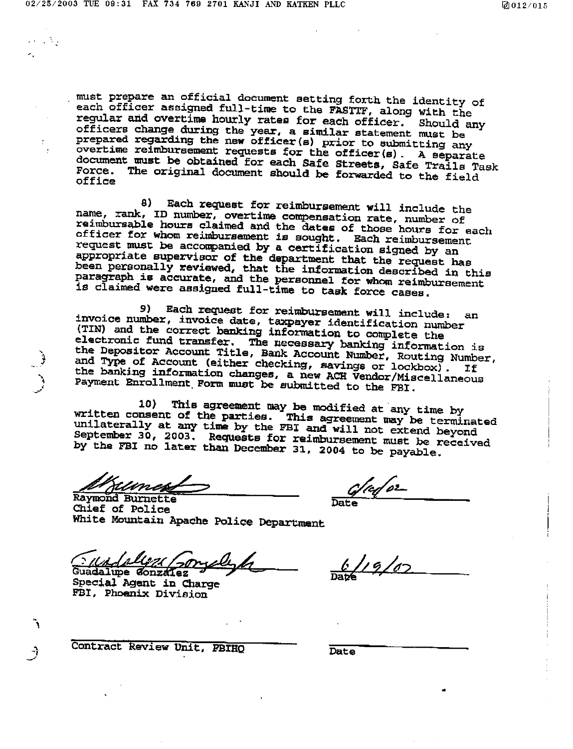must prepare an official document setting forth the identity of each officer assigned full-time to the FASTTF, along with the regular and overtime hourly rates for each officer. Should any officers change during the year, a similar statement must be prepared regarding the new officer(s) prior to submitting any overtime reimbursement requests for the officer(s). A separate document must be obtained for each Safe Streets, Safe Trails Task Force. The original document should be forwarded to the field office

8) Each request for reimbursement will include the name, rank, ID number, overtime compensation rate, number of reimbursable hours claimed and the dates of those hours for each officer for whom reimbursement is sought. Each reimbursement request must be accompanied by a certification signed by an appropriate supervisor of the department that the request has been personally reviewed, that the information described in this paragraph is accurate, and the personnel for whom reimbursement is claimed were assigned full-time to task force cases.

9) Each request for reimbursement will include: an invoice number, invoice date, taxpayer identification number (TIN) and the correct banking information to complete the electronic fund transfer. The necessary banking information is the Depositor Account Title, Bank Account Number, Routing Number, and Type of Account (either checking, savings or lockbox). If the banking information changes, a new ACH Vendor/Miscellaneous Payment Enrollment Form must be submitted to the FBI.

10) This agreement may be modified at any time by written consent of the parties. This agreement may be terminated unilaterally at any time by the FBI and will not extend beyond September 30, 2003. Requests for reimbursement must be received by the FBI no later than December 31, 2004 to be payable.

Raymond Burnette
Chief of Police
White Mountain Apache Police Department

Date: 6/10/02

Guadalupe Gonzalez
Special Agent in Charge
FBI, Phoenix Division

Date: 6/19/02

Contract Review Unit, FBIHQ

Date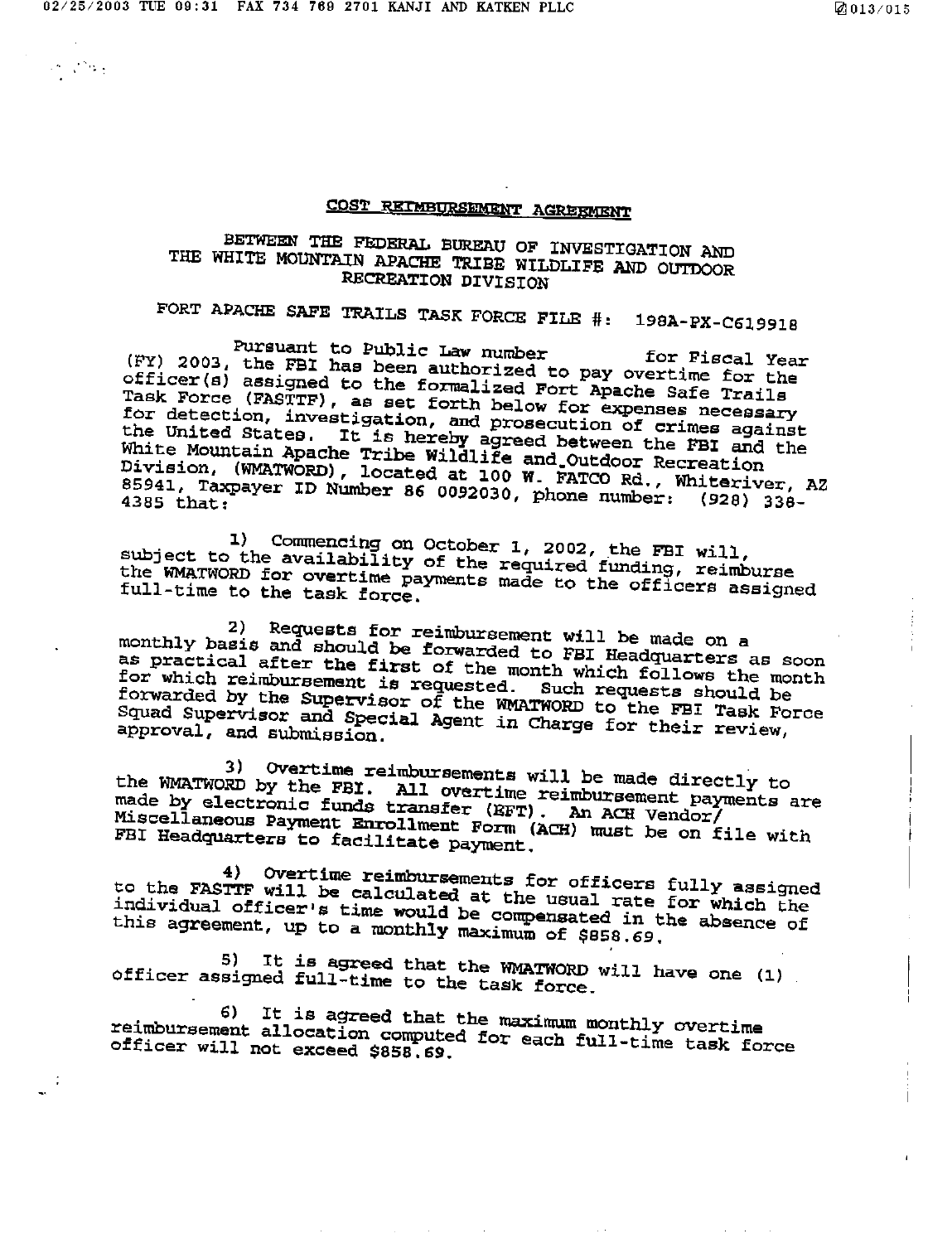## COST REIMBURSEMENT AGREEMENT

BETWEEN THE FEDERAL BUREAU OF INVESTIGATION AND THE WHITE MOUNTAIN APACHE TRIBE WILDLIFE AND OUTDOOR RECREATION DIVISION

FORT APACHE SAFE TRAILS TASK FORCE FILE #: 198A-PX-C619918

Pursuant to Public Law number for Fiscal Year (FY) 2003, the FBI has been authorized to pay overtime for the officer(s) assigned to the formalized Fort Apache Safe Trails Task Force (FASTTF), as set forth below for expenses necessary for detection, investigation, and prosecution of crimes against the United States. It is hereby agreed between the FBI and the White Mountain Apache Tribe Wildlife and Outdoor Recreation Division, (WMATWORD), located at 100 W. FATCO Rd., Whiteriver, AZ 85941, Taxpayer ID Number 86 0092030, phone number: (928) 338-4385 that:

1) Commencing on October 1, 2002, the FBI will, subject to the availability of the required funding, reimburse the WMATWORD for overtime payments made to the officers assigned full-time to the task force.

2) Requests for reimbursement will be made on a monthly basis and should be forwarded to FBI Headquarters as soon as practical after the first of the month which follows the month for which reimbursement is requested. Such requests should be forwarded by the Supervisor of the WMATWORD to the FBI Task Force Squad Supervisor and Special Agent in Charge for their review, approval, and submission.

3) Overtime reimbursements will be made directly to the WMATWORD by the FBI. All overtime reimbursement payments are made by electronic funds transfer (EFT). An ACH Vendor/ Miscellaneous Payment Enrollment Form (ACH) must be on file with FBI Headquarters to facilitate payment.

4) Overtime reimbursements for officers fully assigned to the FASTTF will be calculated at the usual rate for which the individual officer's time would be compensated in the absence of this agreement, up to a monthly maximum of $858.69.

5) It is agreed that the WMATWORD will have one (1) officer assigned full-time to the task force.

6) It is agreed that the maximum monthly overtime reimbursement allocation computed for each full-time task force officer will not exceed $858.69.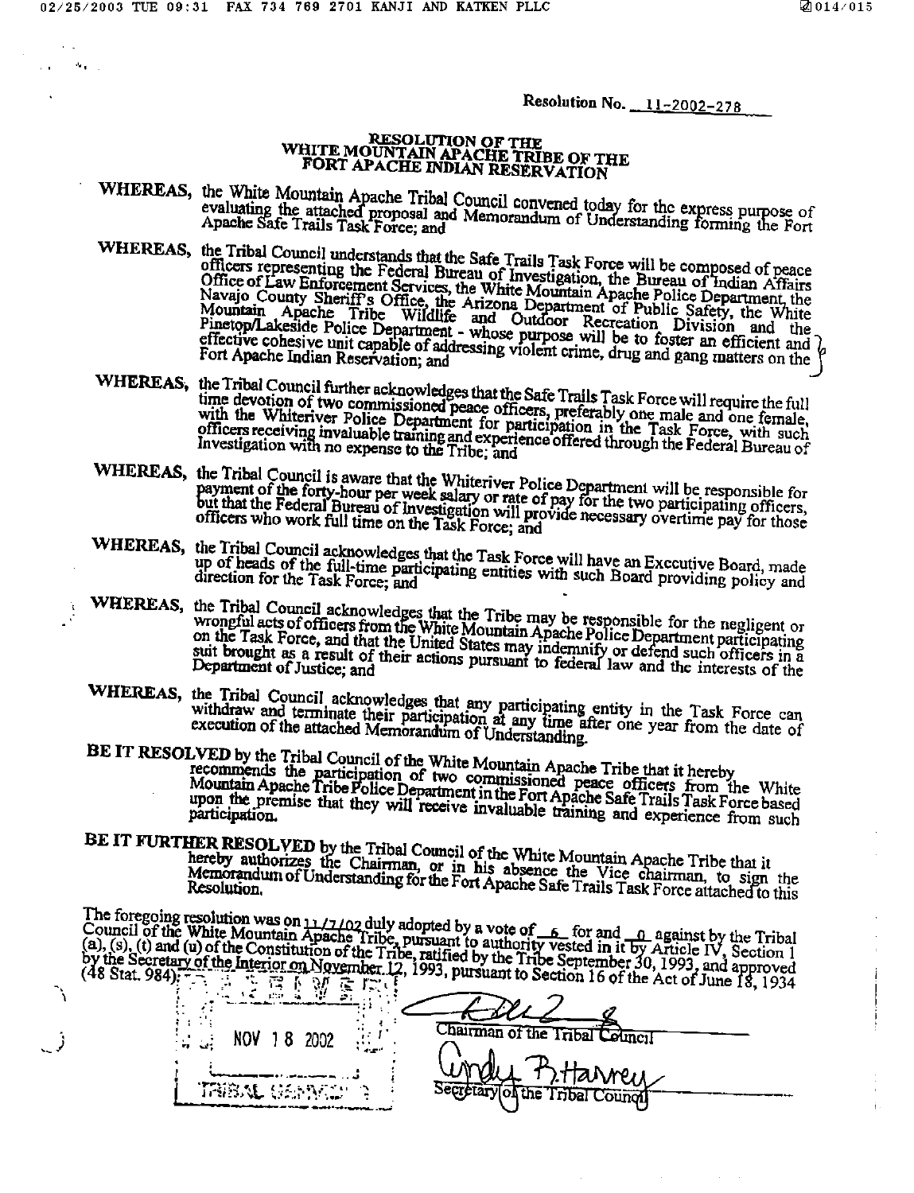Resolution No. 11-2002-278

# RESOLUTION OF THE WHITE MOUNTAIN APACHE TRIBE OF THE FORT APACHE INDIAN RESERVATION

**WHEREAS,** the White Mountain Apache Tribal Council convened today for the express purpose of evaluating the attached proposal and Memorandum of Understanding forming the Fort Apache Safe Trails Task Force; and

**WHEREAS,** the Tribal Council understands that the Safe Trails Task Force will be composed of peace officers representing the Federal Bureau of Investigation, the Bureau of Indian Affairs Office of Law Enforcement Services, the White Mountain Apache Police Department, the Navajo County Sheriff's Office, the Arizona Department of Public Safety, the White Mountain Apache Tribe Wildlife and Outdoor Recreation Division and the Pinetop/Lakeside Police Department - whose purpose will be to foster an efficient and effective cohesive unit capable of addressing violent crime, drug and gang matters on the Fort Apache Indian Reservation; and

**WHEREAS,** the Tribal Council further acknowledges that the Safe Trails Task Force will require the full time devotion of two commissioned peace officers, preferably one male and one female, with the Whiteriver Police Department for participation in the Task Force, with such officers receiving invaluable training and experience offered through the Federal Bureau of Investigation with no expense to the Tribe; and

**WHEREAS,** the Tribal Council is aware that the Whiteriver Police Department will be responsible for payment of the forty-hour per week salary or rate of pay for the two participating officers, but that the Federal Bureau of Investigation will provide necessary overtime pay for those officers who work full time on the Task Force; and

**WHEREAS,** the Tribal Council acknowledges that the Task Force will have an Executive Board, made up of heads of the full-time participating entities with such Board providing policy and direction for the Task Force; and

**WHEREAS,** the Tribal Council acknowledges that the Tribe may be responsible for the negligent or wrongful acts of officers from the White Mountain Apache Police Department participating on the Task Force, and that the United States may indemnify or defend such officers in a suit brought as a result of their actions pursuant to federal law and the interests of the Department of Justice; and

**WHEREAS,** the Tribal Council acknowledges that any participating entity in the Task Force can withdraw and terminate their participation at any time after one year from the date of execution of the attached Memorandum of Understanding.

**BE IT RESOLVED** by the Tribal Council of the White Mountain Apache Tribe that it hereby recommends the participation of two commissioned peace officers from the White Mountain Apache Tribe Police Department in the Fort Apache Safe Trails Task Force based upon the premise that they will receive invaluable training and experience from such participation.

**BE IT FURTHER RESOLVED** by the Tribal Council of the White Mountain Apache Tribe that it hereby authorizes the Chairman, or in his absence the Vice chairman, to sign the Memorandum of Understanding for the Fort Apache Safe Trails Task Force attached to this Resolution.

The foregoing resolution was on 11/7/02 duly adopted by a vote of 6 for and 0 against by the Tribal Council of the White Mountain Apache Tribe, pursuant to authority vested in it by Article IV, Section 1 (a), (s), (t) and (u) of the Constitution of the Tribe, ratified by the Tribe September 30, 1993, and approved by the Secretary of the Interior on November 12, 1993, pursuant to Section 16 of the Act of June 18, 1934 (48 Stat. 984).

NOV 18 2002

TRIBAL COUNCIL

Chairman of the Tribal Council

Cindy B. Harvey

Secretary of the Tribal Council